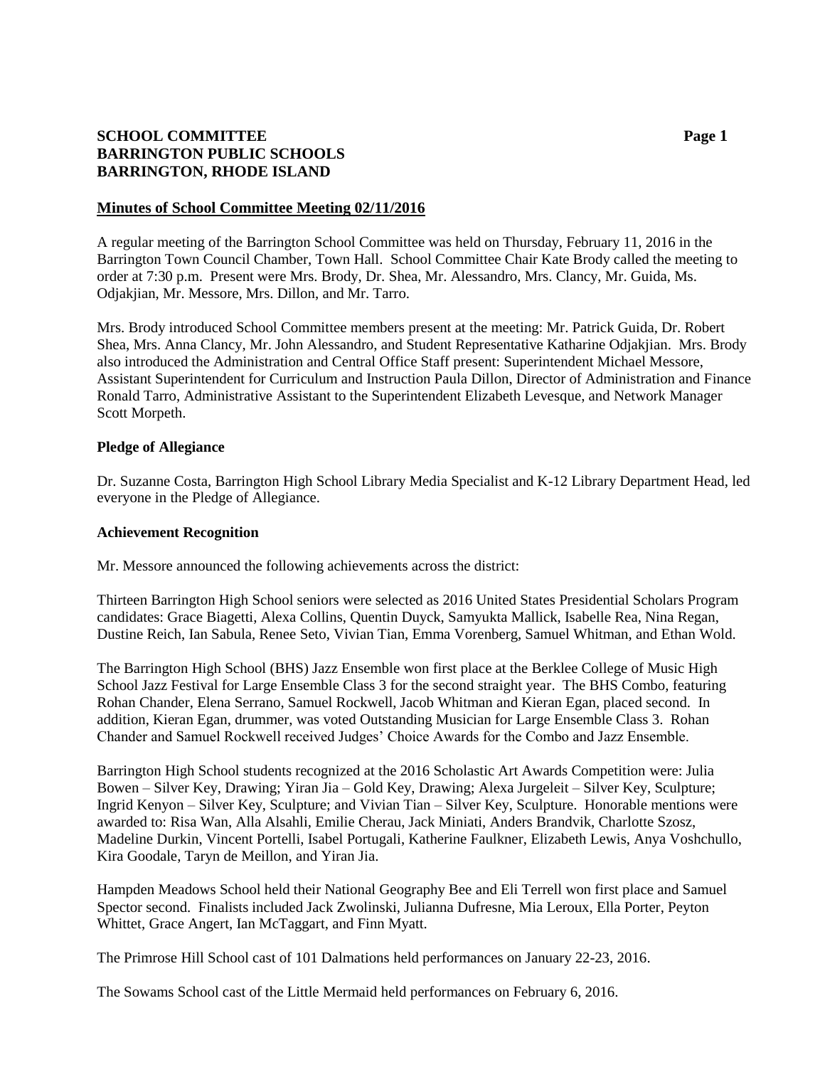**SCHOOL COMMITTEE**
**BARRINGTON PUBLIC SCHOOLS**
**BARRINGTON, RHODE ISLAND**

## Minutes of School Committee Meeting 02/11/2016

A regular meeting of the Barrington School Committee was held on Thursday, February 11, 2016 in the Barrington Town Council Chamber, Town Hall. School Committee Chair Kate Brody called the meeting to order at 7:30 p.m. Present were Mrs. Brody, Dr. Shea, Mr. Alessandro, Mrs. Clancy, Mr. Guida, Ms. Odjakjian, Mr. Messore, Mrs. Dillon, and Mr. Tarro.

Mrs. Brody introduced School Committee members present at the meeting: Mr. Patrick Guida, Dr. Robert Shea, Mrs. Anna Clancy, Mr. John Alessandro, and Student Representative Katharine Odjakjian. Mrs. Brody also introduced the Administration and Central Office Staff present: Superintendent Michael Messore, Assistant Superintendent for Curriculum and Instruction Paula Dillon, Director of Administration and Finance Ronald Tarro, Administrative Assistant to the Superintendent Elizabeth Levesque, and Network Manager Scott Morpeth.

### Pledge of Allegiance

Dr. Suzanne Costa, Barrington High School Library Media Specialist and K-12 Library Department Head, led everyone in the Pledge of Allegiance.

### Achievement Recognition

Mr. Messore announced the following achievements across the district:

Thirteen Barrington High School seniors were selected as 2016 United States Presidential Scholars Program candidates: Grace Biagetti, Alexa Collins, Quentin Duyck, Samyukta Mallick, Isabelle Rea, Nina Regan, Dustine Reich, Ian Sabula, Renee Seto, Vivian Tian, Emma Vorenberg, Samuel Whitman, and Ethan Wold.

The Barrington High School (BHS) Jazz Ensemble won first place at the Berklee College of Music High School Jazz Festival for Large Ensemble Class 3 for the second straight year. The BHS Combo, featuring Rohan Chander, Elena Serrano, Samuel Rockwell, Jacob Whitman and Kieran Egan, placed second. In addition, Kieran Egan, drummer, was voted Outstanding Musician for Large Ensemble Class 3. Rohan Chander and Samuel Rockwell received Judges' Choice Awards for the Combo and Jazz Ensemble.

Barrington High School students recognized at the 2016 Scholastic Art Awards Competition were: Julia Bowen – Silver Key, Drawing; Yiran Jia – Gold Key, Drawing; Alexa Jurgeleit – Silver Key, Sculpture; Ingrid Kenyon – Silver Key, Sculpture; and Vivian Tian – Silver Key, Sculpture. Honorable mentions were awarded to: Risa Wan, Alla Alsahli, Emilie Cherau, Jack Miniati, Anders Brandvik, Charlotte Szosz, Madeline Durkin, Vincent Portelli, Isabel Portugali, Katherine Faulkner, Elizabeth Lewis, Anya Voshchullo, Kira Goodale, Taryn de Meillon, and Yiran Jia.

Hampden Meadows School held their National Geography Bee and Eli Terrell won first place and Samuel Spector second. Finalists included Jack Zwolinski, Julianna Dufresne, Mia Leroux, Ella Porter, Peyton Whittet, Grace Angert, Ian McTaggart, and Finn Myatt.

The Primrose Hill School cast of 101 Dalmations held performances on January 22-23, 2016.

The Sowams School cast of the Little Mermaid held performances on February 6, 2016.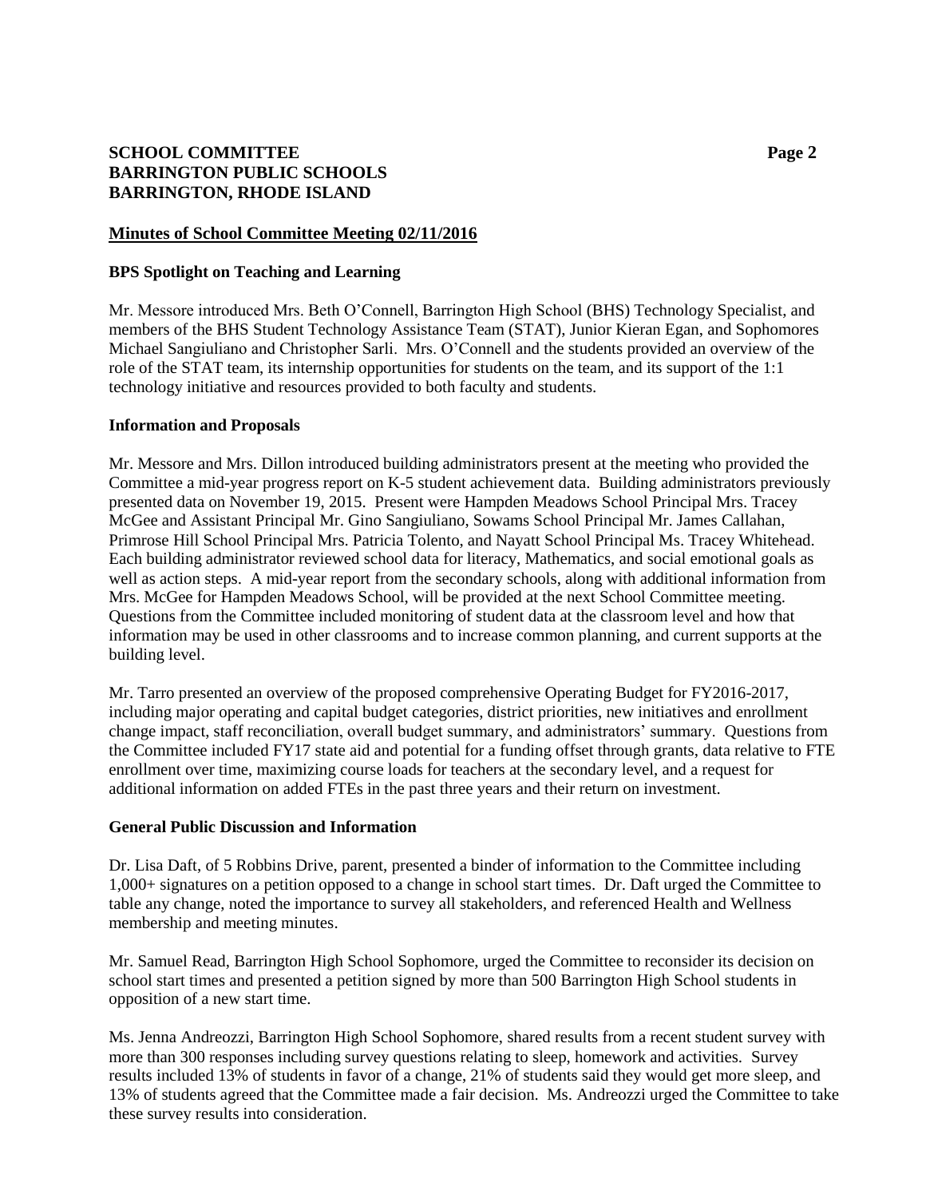## Minutes of School Committee Meeting 02/11/2016

### BPS Spotlight on Teaching and Learning

Mr. Messore introduced Mrs. Beth O'Connell, Barrington High School (BHS) Technology Specialist, and members of the BHS Student Technology Assistance Team (STAT), Junior Kieran Egan, and Sophomores Michael Sangiuliano and Christopher Sarli. Mrs. O'Connell and the students provided an overview of the role of the STAT team, its internship opportunities for students on the team, and its support of the 1:1 technology initiative and resources provided to both faculty and students.

### Information and Proposals

Mr. Messore and Mrs. Dillon introduced building administrators present at the meeting who provided the Committee a mid-year progress report on K-5 student achievement data. Building administrators previously presented data on November 19, 2015. Present were Hampden Meadows School Principal Mrs. Tracey McGee and Assistant Principal Mr. Gino Sangiuliano, Sowams School Principal Mr. James Callahan, Primrose Hill School Principal Mrs. Patricia Tolento, and Nayatt School Principal Ms. Tracey Whitehead. Each building administrator reviewed school data for literacy, Mathematics, and social emotional goals as well as action steps. A mid-year report from the secondary schools, along with additional information from Mrs. McGee for Hampden Meadows School, will be provided at the next School Committee meeting. Questions from the Committee included monitoring of student data at the classroom level and how that information may be used in other classrooms and to increase common planning, and current supports at the building level.

Mr. Tarro presented an overview of the proposed comprehensive Operating Budget for FY2016-2017, including major operating and capital budget categories, district priorities, new initiatives and enrollment change impact, staff reconciliation, overall budget summary, and administrators' summary. Questions from the Committee included FY17 state aid and potential for a funding offset through grants, data relative to FTE enrollment over time, maximizing course loads for teachers at the secondary level, and a request for additional information on added FTEs in the past three years and their return on investment.

### General Public Discussion and Information

Dr. Lisa Daft, of 5 Robbins Drive, parent, presented a binder of information to the Committee including 1,000+ signatures on a petition opposed to a change in school start times. Dr. Daft urged the Committee to table any change, noted the importance to survey all stakeholders, and referenced Health and Wellness membership and meeting minutes.

Mr. Samuel Read, Barrington High School Sophomore, urged the Committee to reconsider its decision on school start times and presented a petition signed by more than 500 Barrington High School students in opposition of a new start time.

Ms. Jenna Andreozzi, Barrington High School Sophomore, shared results from a recent student survey with more than 300 responses including survey questions relating to sleep, homework and activities. Survey results included 13% of students in favor of a change, 21% of students said they would get more sleep, and 13% of students agreed that the Committee made a fair decision. Ms. Andreozzi urged the Committee to take these survey results into consideration.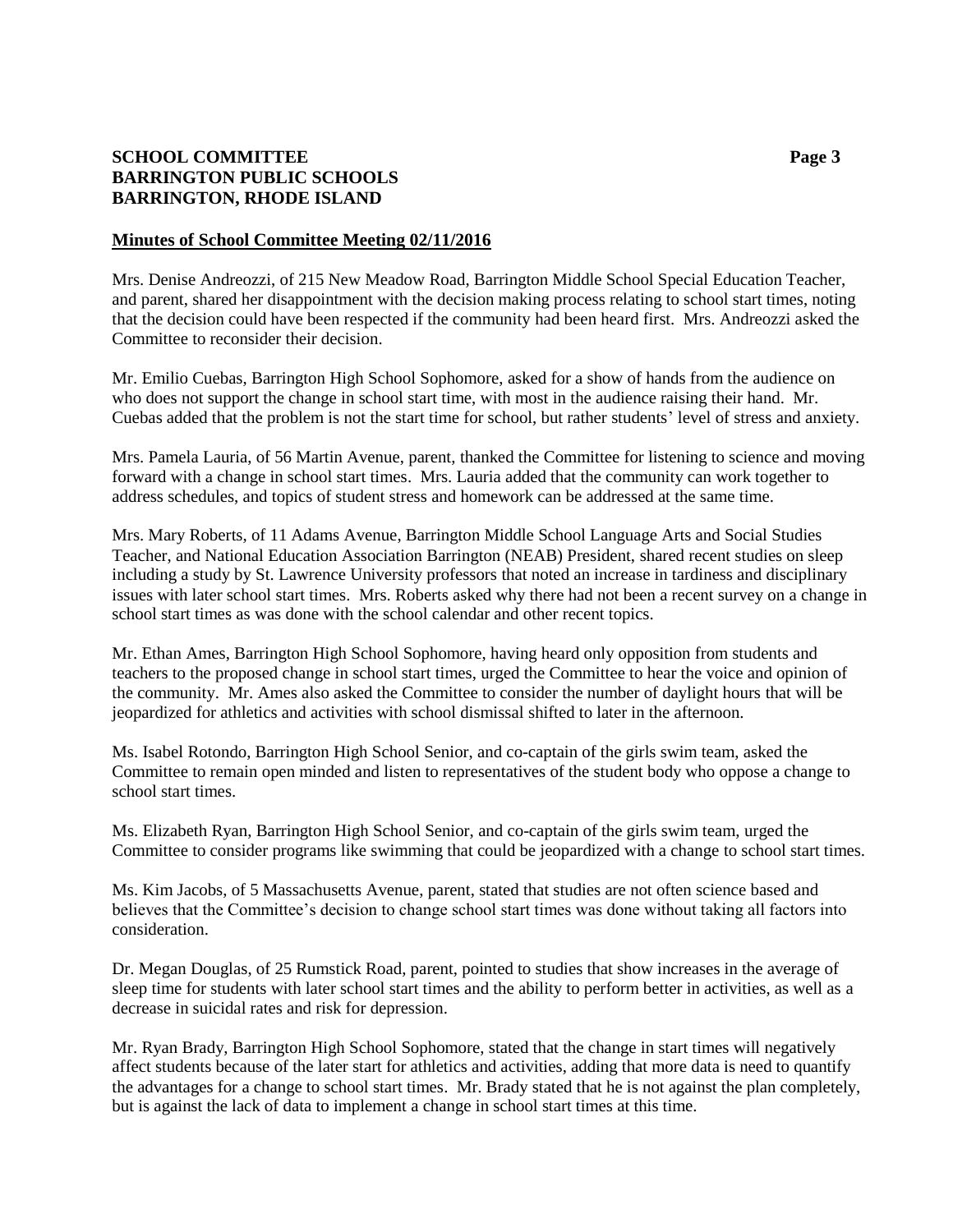**Minutes of School Committee Meeting 02/11/2016**

Mrs. Denise Andreozzi, of 215 New Meadow Road, Barrington Middle School Special Education Teacher, and parent, shared her disappointment with the decision making process relating to school start times, noting that the decision could have been respected if the community had been heard first. Mrs. Andreozzi asked the Committee to reconsider their decision.

Mr. Emilio Cuebas, Barrington High School Sophomore, asked for a show of hands from the audience on who does not support the change in school start time, with most in the audience raising their hand. Mr. Cuebas added that the problem is not the start time for school, but rather students' level of stress and anxiety.

Mrs. Pamela Lauria, of 56 Martin Avenue, parent, thanked the Committee for listening to science and moving forward with a change in school start times. Mrs. Lauria added that the community can work together to address schedules, and topics of student stress and homework can be addressed at the same time.

Mrs. Mary Roberts, of 11 Adams Avenue, Barrington Middle School Language Arts and Social Studies Teacher, and National Education Association Barrington (NEAB) President, shared recent studies on sleep including a study by St. Lawrence University professors that noted an increase in tardiness and disciplinary issues with later school start times. Mrs. Roberts asked why there had not been a recent survey on a change in school start times as was done with the school calendar and other recent topics.

Mr. Ethan Ames, Barrington High School Sophomore, having heard only opposition from students and teachers to the proposed change in school start times, urged the Committee to hear the voice and opinion of the community. Mr. Ames also asked the Committee to consider the number of daylight hours that will be jeopardized for athletics and activities with school dismissal shifted to later in the afternoon.

Ms. Isabel Rotondo, Barrington High School Senior, and co-captain of the girls swim team, asked the Committee to remain open minded and listen to representatives of the student body who oppose a change to school start times.

Ms. Elizabeth Ryan, Barrington High School Senior, and co-captain of the girls swim team, urged the Committee to consider programs like swimming that could be jeopardized with a change to school start times.

Ms. Kim Jacobs, of 5 Massachusetts Avenue, parent, stated that studies are not often science based and believes that the Committee's decision to change school start times was done without taking all factors into consideration.

Dr. Megan Douglas, of 25 Rumstick Road, parent, pointed to studies that show increases in the average of sleep time for students with later school start times and the ability to perform better in activities, as well as a decrease in suicidal rates and risk for depression.

Mr. Ryan Brady, Barrington High School Sophomore, stated that the change in start times will negatively affect students because of the later start for athletics and activities, adding that more data is need to quantify the advantages for a change to school start times. Mr. Brady stated that he is not against the plan completely, but is against the lack of data to implement a change in school start times at this time.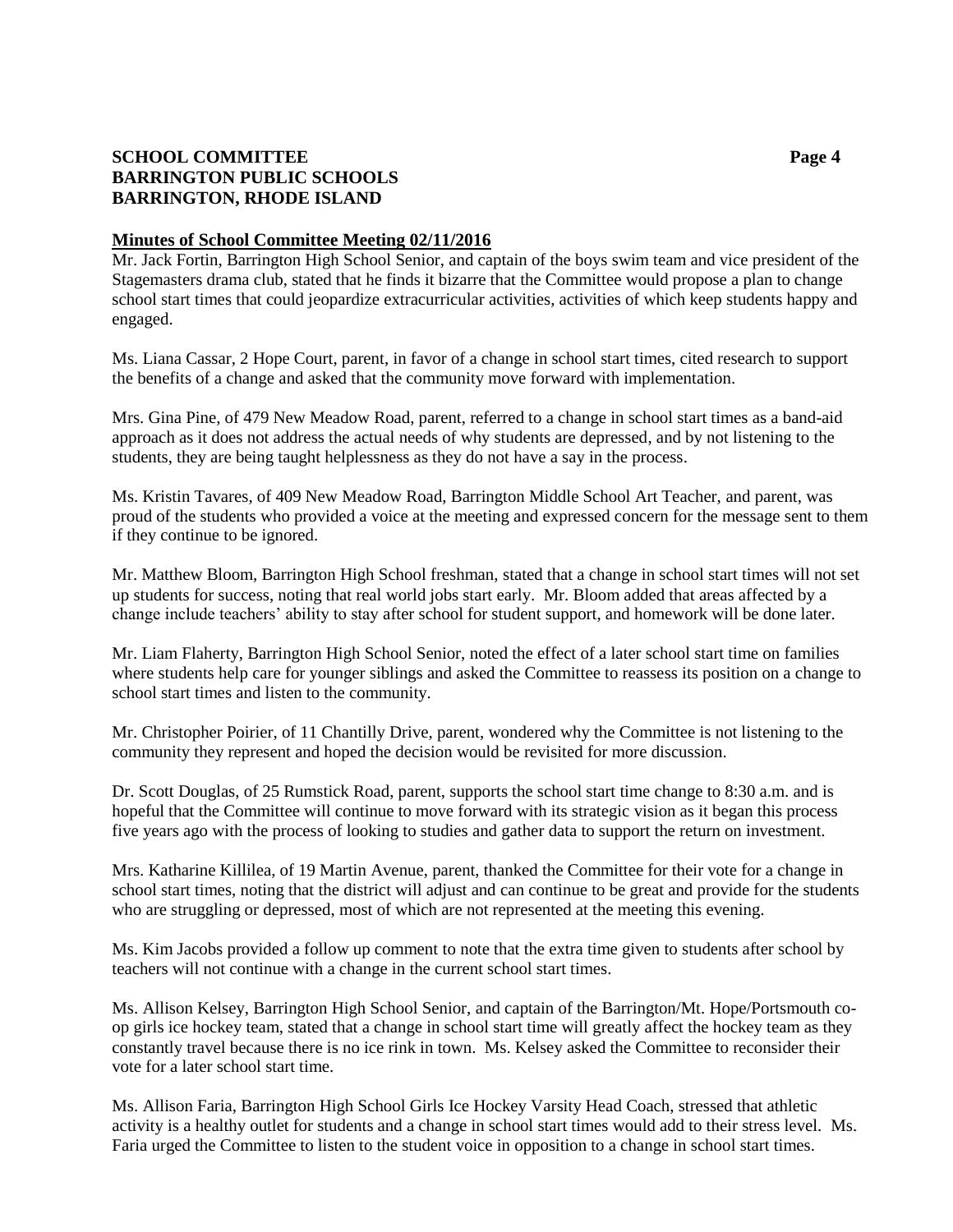**Minutes of School Committee Meeting 02/11/2016**

Mr. Jack Fortin, Barrington High School Senior, and captain of the boys swim team and vice president of the Stagemasters drama club, stated that he finds it bizarre that the Committee would propose a plan to change school start times that could jeopardize extracurricular activities, activities of which keep students happy and engaged.

Ms. Liana Cassar, 2 Hope Court, parent, in favor of a change in school start times, cited research to support the benefits of a change and asked that the community move forward with implementation.

Mrs. Gina Pine, of 479 New Meadow Road, parent, referred to a change in school start times as a band-aid approach as it does not address the actual needs of why students are depressed, and by not listening to the students, they are being taught helplessness as they do not have a say in the process.

Ms. Kristin Tavares, of 409 New Meadow Road, Barrington Middle School Art Teacher, and parent, was proud of the students who provided a voice at the meeting and expressed concern for the message sent to them if they continue to be ignored.

Mr. Matthew Bloom, Barrington High School freshman, stated that a change in school start times will not set up students for success, noting that real world jobs start early. Mr. Bloom added that areas affected by a change include teachers' ability to stay after school for student support, and homework will be done later.

Mr. Liam Flaherty, Barrington High School Senior, noted the effect of a later school start time on families where students help care for younger siblings and asked the Committee to reassess its position on a change to school start times and listen to the community.

Mr. Christopher Poirier, of 11 Chantilly Drive, parent, wondered why the Committee is not listening to the community they represent and hoped the decision would be revisited for more discussion.

Dr. Scott Douglas, of 25 Rumstick Road, parent, supports the school start time change to 8:30 a.m. and is hopeful that the Committee will continue to move forward with its strategic vision as it began this process five years ago with the process of looking to studies and gather data to support the return on investment.

Mrs. Katharine Killilea, of 19 Martin Avenue, parent, thanked the Committee for their vote for a change in school start times, noting that the district will adjust and can continue to be great and provide for the students who are struggling or depressed, most of which are not represented at the meeting this evening.

Ms. Kim Jacobs provided a follow up comment to note that the extra time given to students after school by teachers will not continue with a change in the current school start times.

Ms. Allison Kelsey, Barrington High School Senior, and captain of the Barrington/Mt. Hope/Portsmouth co-op girls ice hockey team, stated that a change in school start time will greatly affect the hockey team as they constantly travel because there is no ice rink in town. Ms. Kelsey asked the Committee to reconsider their vote for a later school start time.

Ms. Allison Faria, Barrington High School Girls Ice Hockey Varsity Head Coach, stressed that athletic activity is a healthy outlet for students and a change in school start times would add to their stress level. Ms. Faria urged the Committee to listen to the student voice in opposition to a change in school start times.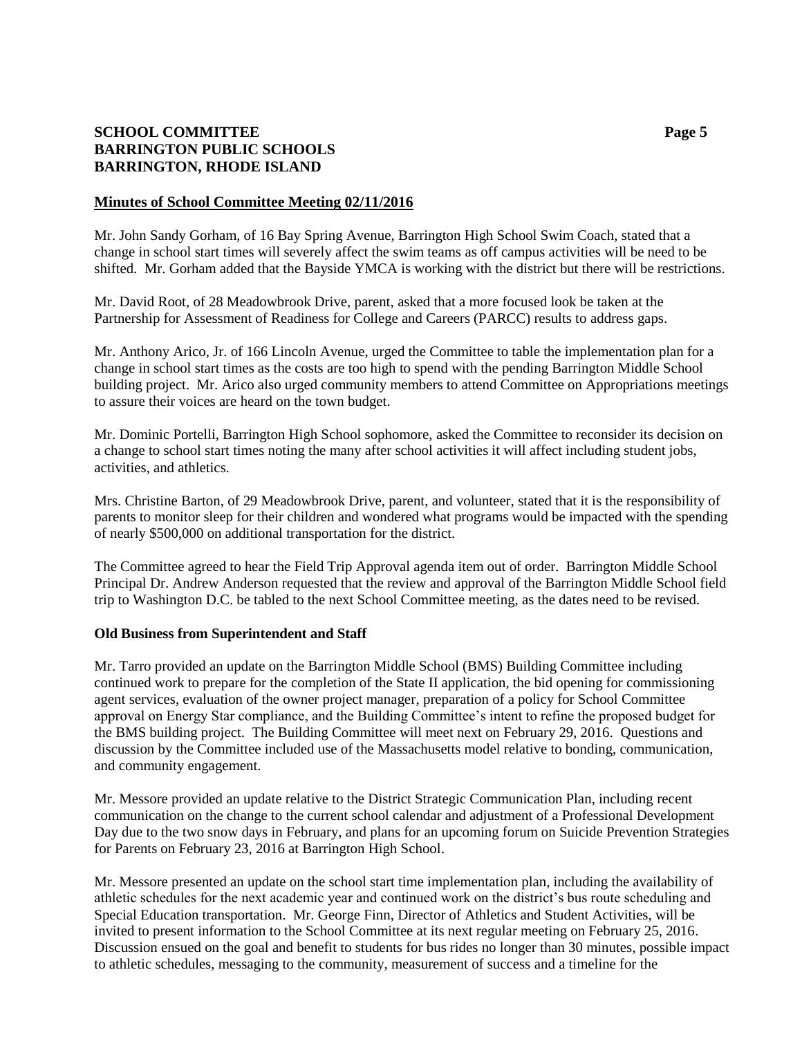## Minutes of School Committee Meeting 02/11/2016

Mr. John Sandy Gorham, of 16 Bay Spring Avenue, Barrington High School Swim Coach, stated that a change in school start times will severely affect the swim teams as off campus activities will be need to be shifted. Mr. Gorham added that the Bayside YMCA is working with the district but there will be restrictions.

Mr. David Root, of 28 Meadowbrook Drive, parent, asked that a more focused look be taken at the Partnership for Assessment of Readiness for College and Careers (PARCC) results to address gaps.

Mr. Anthony Arico, Jr. of 166 Lincoln Avenue, urged the Committee to table the implementation plan for a change in school start times as the costs are too high to spend with the pending Barrington Middle School building project. Mr. Arico also urged community members to attend Committee on Appropriations meetings to assure their voices are heard on the town budget.

Mr. Dominic Portelli, Barrington High School sophomore, asked the Committee to reconsider its decision on a change to school start times noting the many after school activities it will affect including student jobs, activities, and athletics.

Mrs. Christine Barton, of 29 Meadowbrook Drive, parent, and volunteer, stated that it is the responsibility of parents to monitor sleep for their children and wondered what programs would be impacted with the spending of nearly $500,000 on additional transportation for the district.

The Committee agreed to hear the Field Trip Approval agenda item out of order. Barrington Middle School Principal Dr. Andrew Anderson requested that the review and approval of the Barrington Middle School field trip to Washington D.C. be tabled to the next School Committee meeting, as the dates need to be revised.

### Old Business from Superintendent and Staff

Mr. Tarro provided an update on the Barrington Middle School (BMS) Building Committee including continued work to prepare for the completion of the State II application, the bid opening for commissioning agent services, evaluation of the owner project manager, preparation of a policy for School Committee approval on Energy Star compliance, and the Building Committee's intent to refine the proposed budget for the BMS building project. The Building Committee will meet next on February 29, 2016. Questions and discussion by the Committee included use of the Massachusetts model relative to bonding, communication, and community engagement.

Mr. Messore provided an update relative to the District Strategic Communication Plan, including recent communication on the change to the current school calendar and adjustment of a Professional Development Day due to the two snow days in February, and plans for an upcoming forum on Suicide Prevention Strategies for Parents on February 23, 2016 at Barrington High School.

Mr. Messore presented an update on the school start time implementation plan, including the availability of athletic schedules for the next academic year and continued work on the district's bus route scheduling and Special Education transportation. Mr. George Finn, Director of Athletics and Student Activities, will be invited to present information to the School Committee at its next regular meeting on February 25, 2016. Discussion ensued on the goal and benefit to students for bus rides no longer than 30 minutes, possible impact to athletic schedules, messaging to the community, measurement of success and a timeline for the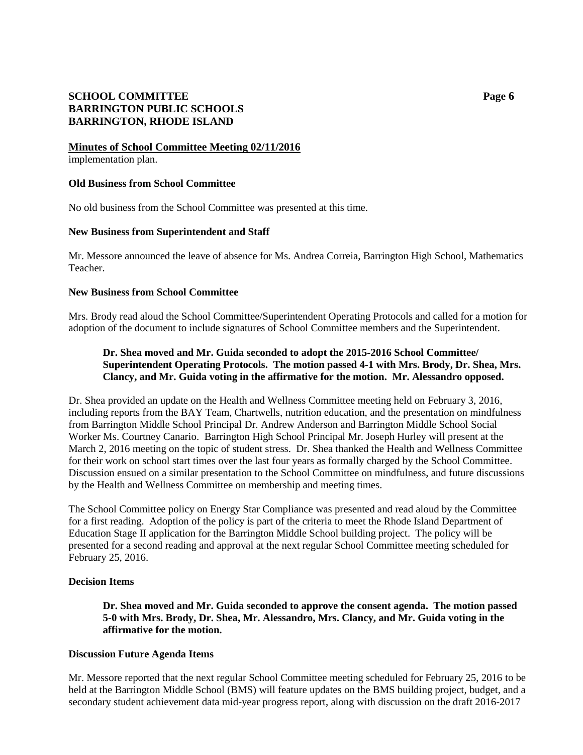**Minutes of School Committee Meeting 02/11/2016**

implementation plan.

**Old Business from School Committee**

No old business from the School Committee was presented at this time.

**New Business from Superintendent and Staff**

Mr. Messore announced the leave of absence for Ms. Andrea Correia, Barrington High School, Mathematics Teacher.

**New Business from School Committee**

Mrs. Brody read aloud the School Committee/Superintendent Operating Protocols and called for a motion for adoption of the document to include signatures of School Committee members and the Superintendent.

> **Dr. Shea moved and Mr. Guida seconded to adopt the 2015-2016 School Committee/ Superintendent Operating Protocols. The motion passed 4-1 with Mrs. Brody, Dr. Shea, Mrs. Clancy, and Mr. Guida voting in the affirmative for the motion. Mr. Alessandro opposed.**

Dr. Shea provided an update on the Health and Wellness Committee meeting held on February 3, 2016, including reports from the BAY Team, Chartwells, nutrition education, and the presentation on mindfulness from Barrington Middle School Principal Dr. Andrew Anderson and Barrington Middle School Social Worker Ms. Courtney Canario. Barrington High School Principal Mr. Joseph Hurley will present at the March 2, 2016 meeting on the topic of student stress. Dr. Shea thanked the Health and Wellness Committee for their work on school start times over the last four years as formally charged by the School Committee. Discussion ensued on a similar presentation to the School Committee on mindfulness, and future discussions by the Health and Wellness Committee on membership and meeting times.

The School Committee policy on Energy Star Compliance was presented and read aloud by the Committee for a first reading. Adoption of the policy is part of the criteria to meet the Rhode Island Department of Education Stage II application for the Barrington Middle School building project. The policy will be presented for a second reading and approval at the next regular School Committee meeting scheduled for February 25, 2016.

**Decision Items**

> **Dr. Shea moved and Mr. Guida seconded to approve the consent agenda. The motion passed 5-0 with Mrs. Brody, Dr. Shea, Mr. Alessandro, Mrs. Clancy, and Mr. Guida voting in the affirmative for the motion.**

**Discussion Future Agenda Items**

Mr. Messore reported that the next regular School Committee meeting scheduled for February 25, 2016 to be held at the Barrington Middle School (BMS) will feature updates on the BMS building project, budget, and a secondary student achievement data mid-year progress report, along with discussion on the draft 2016-2017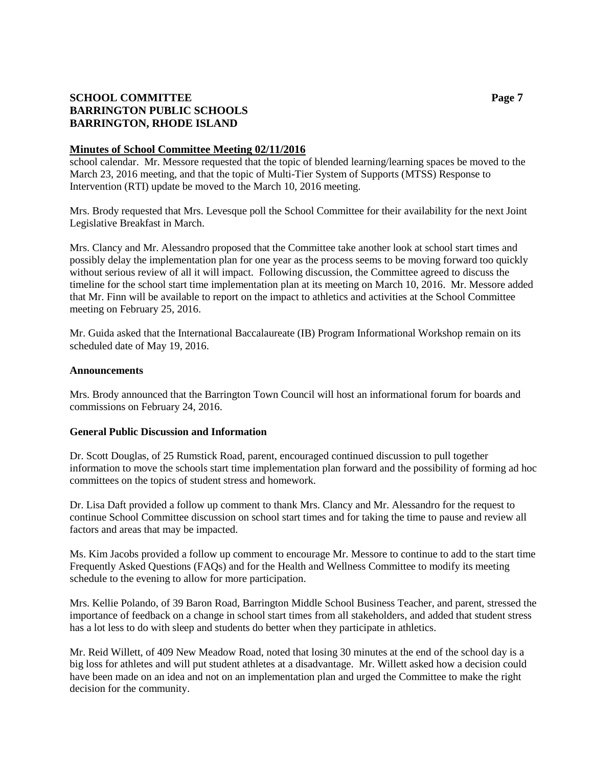**Minutes of School Committee Meeting 02/11/2016**

school calendar. Mr. Messore requested that the topic of blended learning/learning spaces be moved to the March 23, 2016 meeting, and that the topic of Multi-Tier System of Supports (MTSS) Response to Intervention (RTI) update be moved to the March 10, 2016 meeting.

Mrs. Brody requested that Mrs. Levesque poll the School Committee for their availability for the next Joint Legislative Breakfast in March.

Mrs. Clancy and Mr. Alessandro proposed that the Committee take another look at school start times and possibly delay the implementation plan for one year as the process seems to be moving forward too quickly without serious review of all it will impact. Following discussion, the Committee agreed to discuss the timeline for the school start time implementation plan at its meeting on March 10, 2016. Mr. Messore added that Mr. Finn will be available to report on the impact to athletics and activities at the School Committee meeting on February 25, 2016.

Mr. Guida asked that the International Baccalaureate (IB) Program Informational Workshop remain on its scheduled date of May 19, 2016.

**Announcements**

Mrs. Brody announced that the Barrington Town Council will host an informational forum for boards and commissions on February 24, 2016.

**General Public Discussion and Information**

Dr. Scott Douglas, of 25 Rumstick Road, parent, encouraged continued discussion to pull together information to move the schools start time implementation plan forward and the possibility of forming ad hoc committees on the topics of student stress and homework.

Dr. Lisa Daft provided a follow up comment to thank Mrs. Clancy and Mr. Alessandro for the request to continue School Committee discussion on school start times and for taking the time to pause and review all factors and areas that may be impacted.

Ms. Kim Jacobs provided a follow up comment to encourage Mr. Messore to continue to add to the start time Frequently Asked Questions (FAQs) and for the Health and Wellness Committee to modify its meeting schedule to the evening to allow for more participation.

Mrs. Kellie Polando, of 39 Baron Road, Barrington Middle School Business Teacher, and parent, stressed the importance of feedback on a change in school start times from all stakeholders, and added that student stress has a lot less to do with sleep and students do better when they participate in athletics.

Mr. Reid Willett, of 409 New Meadow Road, noted that losing 30 minutes at the end of the school day is a big loss for athletes and will put student athletes at a disadvantage. Mr. Willett asked how a decision could have been made on an idea and not on an implementation plan and urged the Committee to make the right decision for the community.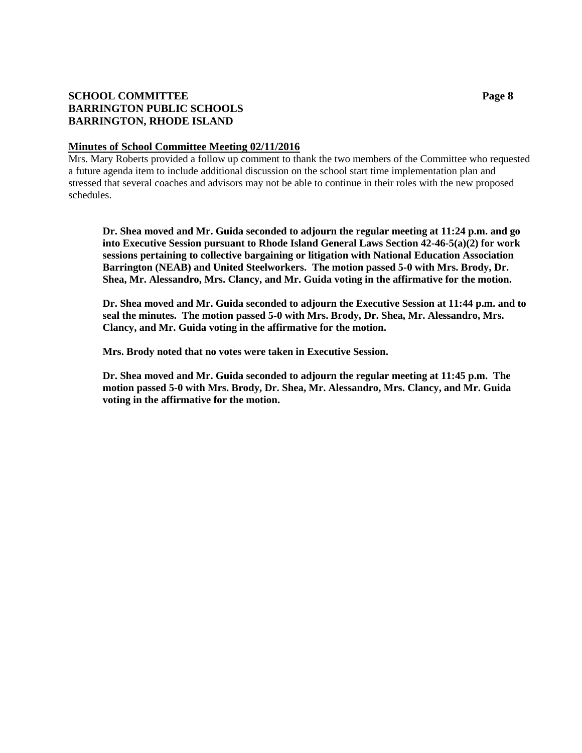**Minutes of School Committee Meeting 02/11/2016**

Mrs. Mary Roberts provided a follow up comment to thank the two members of the Committee who requested a future agenda item to include additional discussion on the school start time implementation plan and stressed that several coaches and advisors may not be able to continue in their roles with the new proposed schedules.

**Dr. Shea moved and Mr. Guida seconded to adjourn the regular meeting at 11:24 p.m. and go into Executive Session pursuant to Rhode Island General Laws Section 42-46-5(a)(2) for work sessions pertaining to collective bargaining or litigation with National Education Association Barrington (NEAB) and United Steelworkers. The motion passed 5-0 with Mrs. Brody, Dr. Shea, Mr. Alessandro, Mrs. Clancy, and Mr. Guida voting in the affirmative for the motion.**

**Dr. Shea moved and Mr. Guida seconded to adjourn the Executive Session at 11:44 p.m. and to seal the minutes. The motion passed 5-0 with Mrs. Brody, Dr. Shea, Mr. Alessandro, Mrs. Clancy, and Mr. Guida voting in the affirmative for the motion.**

**Mrs. Brody noted that no votes were taken in Executive Session.**

**Dr. Shea moved and Mr. Guida seconded to adjourn the regular meeting at 11:45 p.m. The motion passed 5-0 with Mrs. Brody, Dr. Shea, Mr. Alessandro, Mrs. Clancy, and Mr. Guida voting in the affirmative for the motion.**